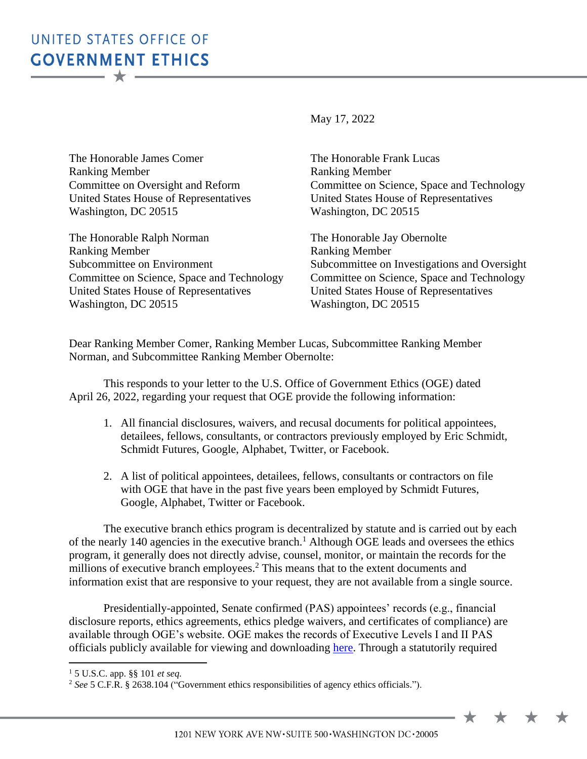# UNITED STATES OFFICE OF GOVERNMENT ETHICS

May 17, 2022

The Honorable James Comer
Ranking Member
Committee on Oversight and Reform
United States House of Representatives
Washington, DC 20515

The Honorable Frank Lucas
Ranking Member
Committee on Science, Space and Technology
United States House of Representatives
Washington, DC 20515

The Honorable Ralph Norman
Ranking Member
Subcommittee on Environment
Committee on Science, Space and Technology
United States House of Representatives
Washington, DC 20515

The Honorable Jay Obernolte
Ranking Member
Subcommittee on Investigations and Oversight
Committee on Science, Space and Technology
United States House of Representatives
Washington, DC 20515

Dear Ranking Member Comer, Ranking Member Lucas, Subcommittee Ranking Member Norman, and Subcommittee Ranking Member Obernolte:

This responds to your letter to the U.S. Office of Government Ethics (OGE) dated April 26, 2022, regarding your request that OGE provide the following information:

1. All financial disclosures, waivers, and recusal documents for political appointees, detailees, fellows, consultants, or contractors previously employed by Eric Schmidt, Schmidt Futures, Google, Alphabet, Twitter, or Facebook.

2. A list of political appointees, detailees, fellows, consultants or contractors on file with OGE that have in the past five years been employed by Schmidt Futures, Google, Alphabet, Twitter or Facebook.

The executive branch ethics program is decentralized by statute and is carried out by each of the nearly 140 agencies in the executive branch.[1] Although OGE leads and oversees the ethics program, it generally does not directly advise, counsel, monitor, or maintain the records for the millions of executive branch employees.[2] This means that to the extent documents and information exist that are responsive to your request, they are not available from a single source.

Presidentially-appointed, Senate confirmed (PAS) appointees' records (e.g., financial disclosure reports, ethics agreements, ethics pledge waivers, and certificates of compliance) are available through OGE's website. OGE makes the records of Executive Levels I and II PAS officials publicly available for viewing and downloading here. Through a statutorily required

---

[1] 5 U.S.C. app. §§ 101 *et seq.*

[2] *See* 5 C.F.R. § 2638.104 ("Government ethics responsibilities of agency ethics officials.").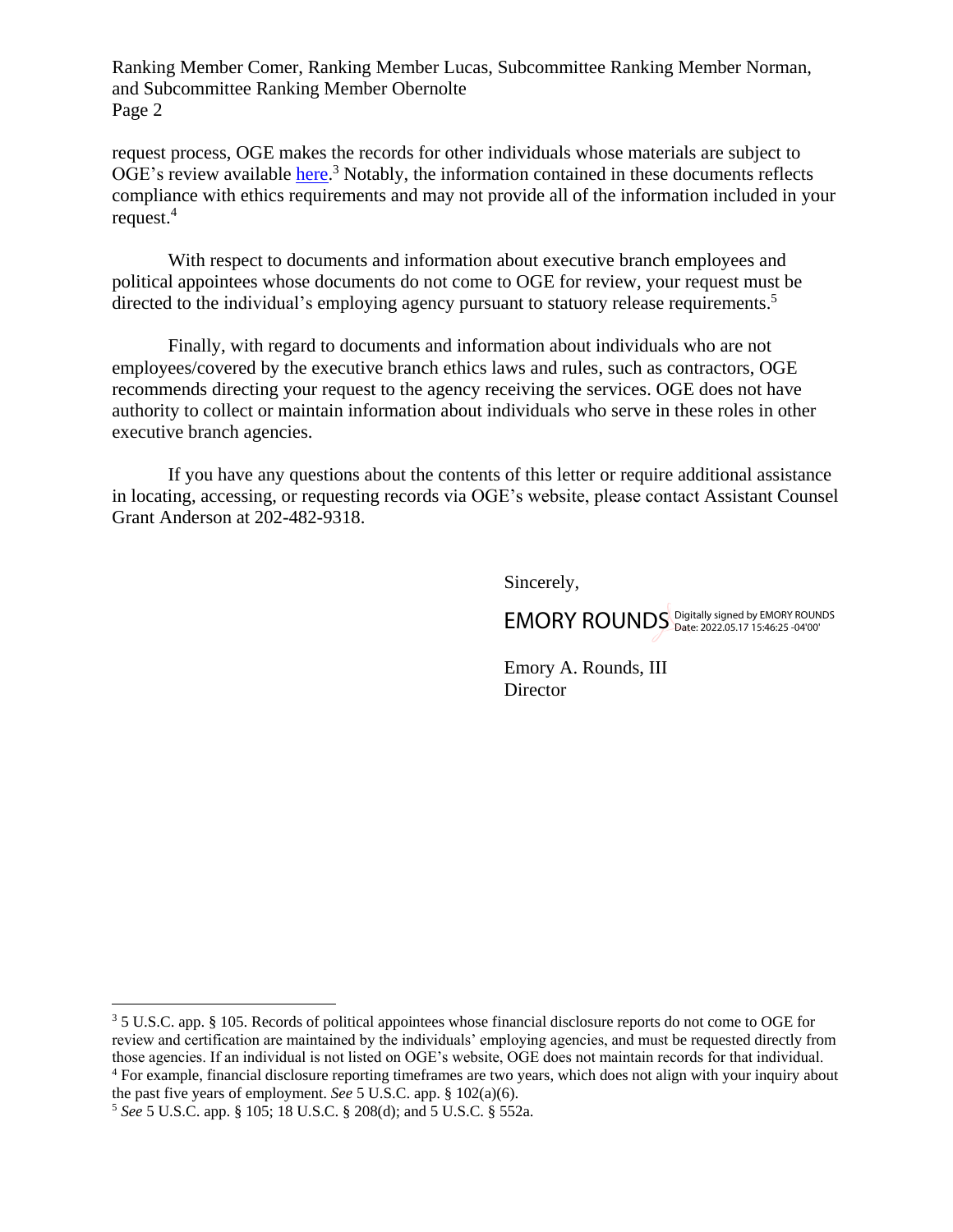request process, OGE makes the records for other individuals whose materials are subject to OGE's review available [here](#).[3] Notably, the information contained in these documents reflects compliance with ethics requirements and may not provide all of the information included in your request.[4]

With respect to documents and information about executive branch employees and political appointees whose documents do not come to OGE for review, your request must be directed to the individual's employing agency pursuant to statuory release requirements.[5]

Finally, with regard to documents and information about individuals who are not employees/covered by the executive branch ethics laws and rules, such as contractors, OGE recommends directing your request to the agency receiving the services. OGE does not have authority to collect or maintain information about individuals who serve in these roles in other executive branch agencies.

If you have any questions about the contents of this letter or require additional assistance in locating, accessing, or requesting records via OGE's website, please contact Assistant Counsel Grant Anderson at 202-482-9318.

Sincerely,

EMORY ROUNDS Digitally signed by EMORY ROUNDS Date: 2022.05.17 15:46:25 -04'00'

Emory A. Rounds, III
Director

---

[3] 5 U.S.C. app. § 105. Records of political appointees whose financial disclosure reports do not come to OGE for review and certification are maintained by the individuals' employing agencies, and must be requested directly from those agencies. If an individual is not listed on OGE's website, OGE does not maintain records for that individual.

[4] For example, financial disclosure reporting timeframes are two years, which does not align with your inquiry about the past five years of employment. *See* 5 U.S.C. app. § 102(a)(6).

[5] *See* 5 U.S.C. app. § 105; 18 U.S.C. § 208(d); and 5 U.S.C. § 552a.